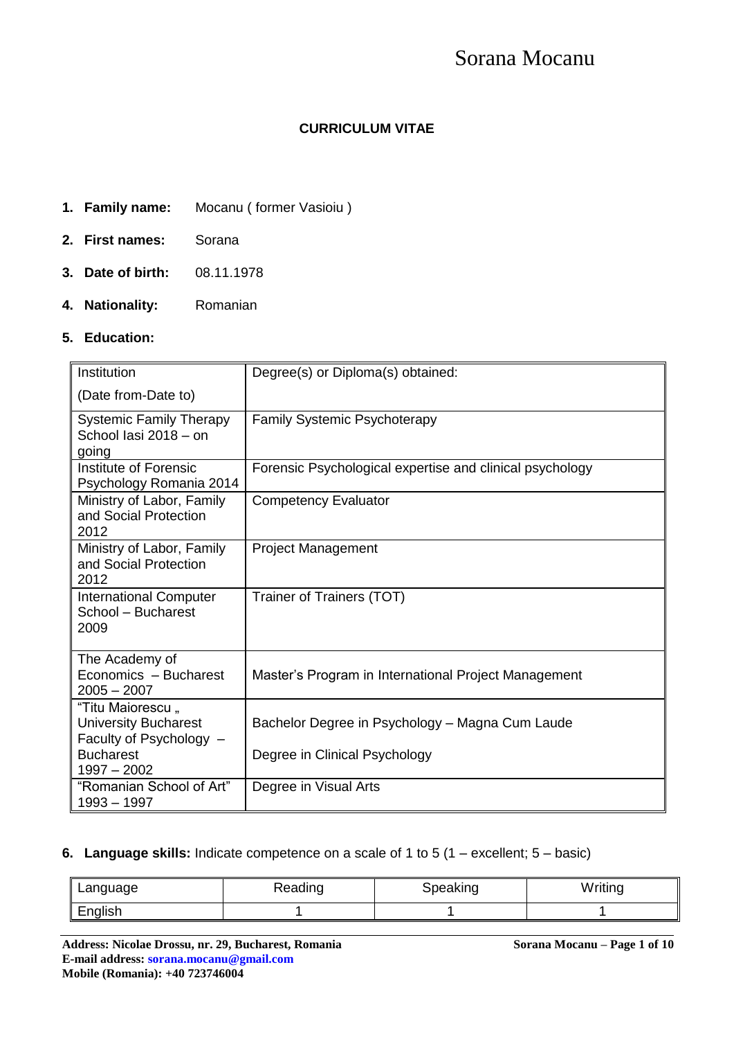Sorana Mocanu

**CURRICULUM VITAE**

1. **Family name:** Mocanu ( former Vasioiu )
2. **First names:** Sorana
3. **Date of birth:** 08.11.1978
4. **Nationality:** Romanian
5. **Education:**

| Institution (Date from-Date to) | Degree(s) or Diploma(s) obtained: |
|---|---|
| Systemic Family Therapy School Iasi 2018 – on going | Family Systemic Psychoterapy |
| Institute of Forensic Psychology Romania 2014 | Forensic Psychological expertise and clinical psychology |
| Ministry of Labor, Family and Social Protection 2012 | Competency Evaluator |
| Ministry of Labor, Family and Social Protection 2012 | Project Management |
| International Computer School – Bucharest 2009 | Trainer of Trainers (TOT) |
| The Academy of Economics – Bucharest 2005 – 2007 | Master's Program in International Project Management |
| "Titu Maiorescu „ University Bucharest Faculty of Psychology – Bucharest 1997 – 2002 | Bachelor Degree in Psychology – Magna Cum Laude<br>Degree in Clinical Psychology |
| "Romanian School of Art" 1993 – 1997 | Degree in Visual Arts |

6. **Language skills:** Indicate competence on a scale of 1 to 5 (1 – excellent; 5 – basic)

| Language | Reading | Speaking | Writing |
|---|---|---|---|
| English | 1 | 1 | 1 |

**Address: Nicolae Drossu, nr. 29, Bucharest, Romania**
**E-mail address: sorana.mocanu@gmail.com**
**Mobile (Romania): +40 723746004**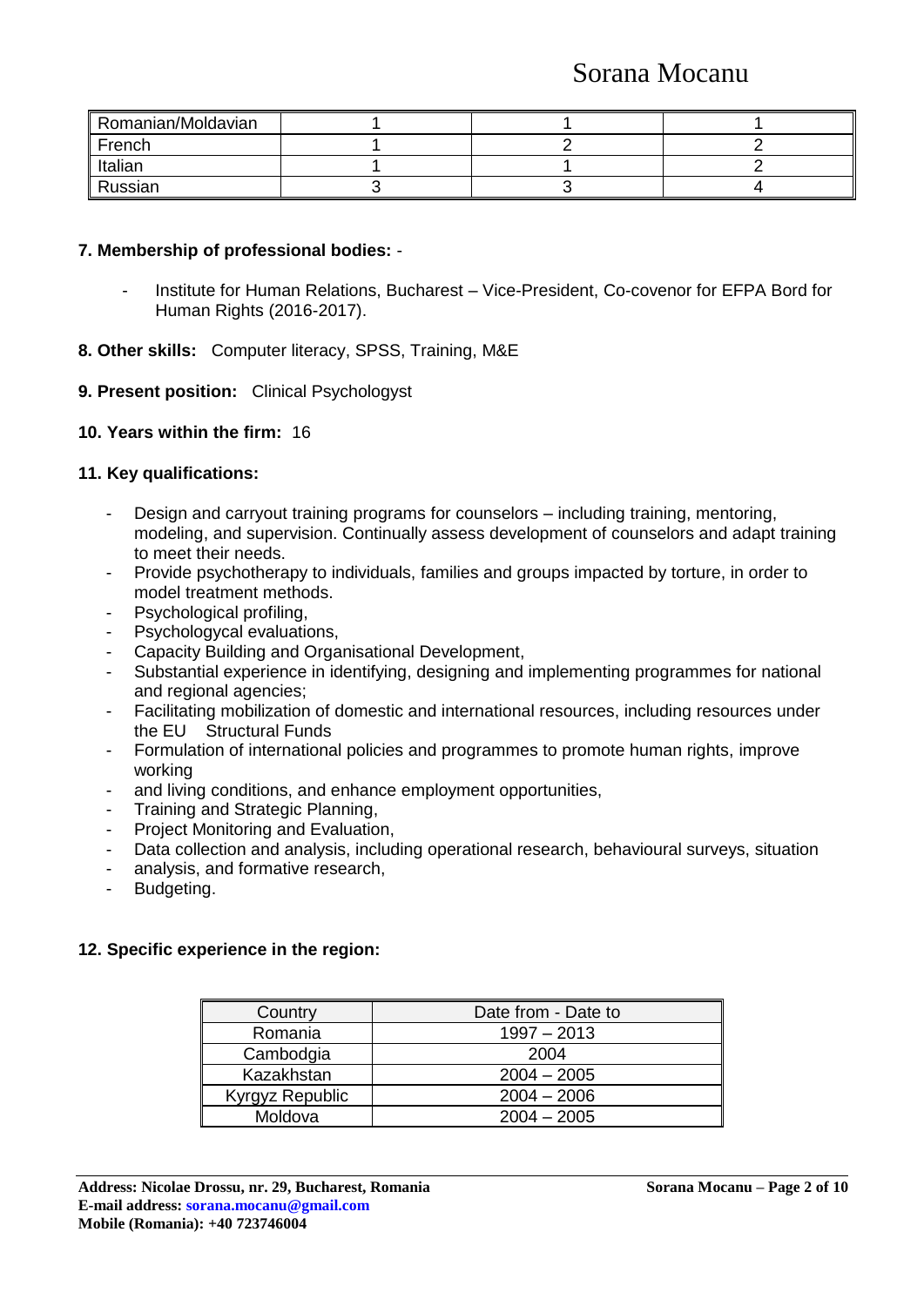| Romanian/Moldavian | 1 | 1 | 1 |
|---|---|---|---|
| French | 1 | 2 | 2 |
| Italian | 1 | 1 | 2 |
| Russian | 3 | 3 | 4 |

**7. Membership of professional bodies:** -

- Institute for Human Relations, Bucharest – Vice-President, Co-covenor for EFPA Bord for Human Rights (2016-2017).

**8. Other skills:** Computer literacy, SPSS, Training, M&E

**9. Present position:** Clinical Psychologyst

**10. Years within the firm:** 16

**11. Key qualifications:**

- Design and carryout training programs for counselors – including training, mentoring, modeling, and supervision. Continually assess development of counselors and adapt training to meet their needs.
- Provide psychotherapy to individuals, families and groups impacted by torture, in order to model treatment methods.
- Psychological profiling,
- Psychologycal evaluations,
- Capacity Building and Organisational Development,
- Substantial experience in identifying, designing and implementing programmes for national and regional agencies;
- Facilitating mobilization of domestic and international resources, including resources under the EU Structural Funds
- Formulation of international policies and programmes to promote human rights, improve working
- and living conditions, and enhance employment opportunities,
- Training and Strategic Planning,
- Project Monitoring and Evaluation,
- Data collection and analysis, including operational research, behavioural surveys, situation
- analysis, and formative research,
- Budgeting.

**12. Specific experience in the region:**

| Country | Date from - Date to |
|---|---|
| Romania | 1997 – 2013 |
| Cambodgia | 2004 |
| Kazakhstan | 2004 – 2005 |
| Kyrgyz Republic | 2004 – 2006 |
| Moldova | 2004 – 2005 |

**Address: Nicolae Drossu, nr. 29, Bucharest, Romania**
**E-mail address: sorana.mocanu@gmail.com**
**Mobile (Romania): +40 723746004**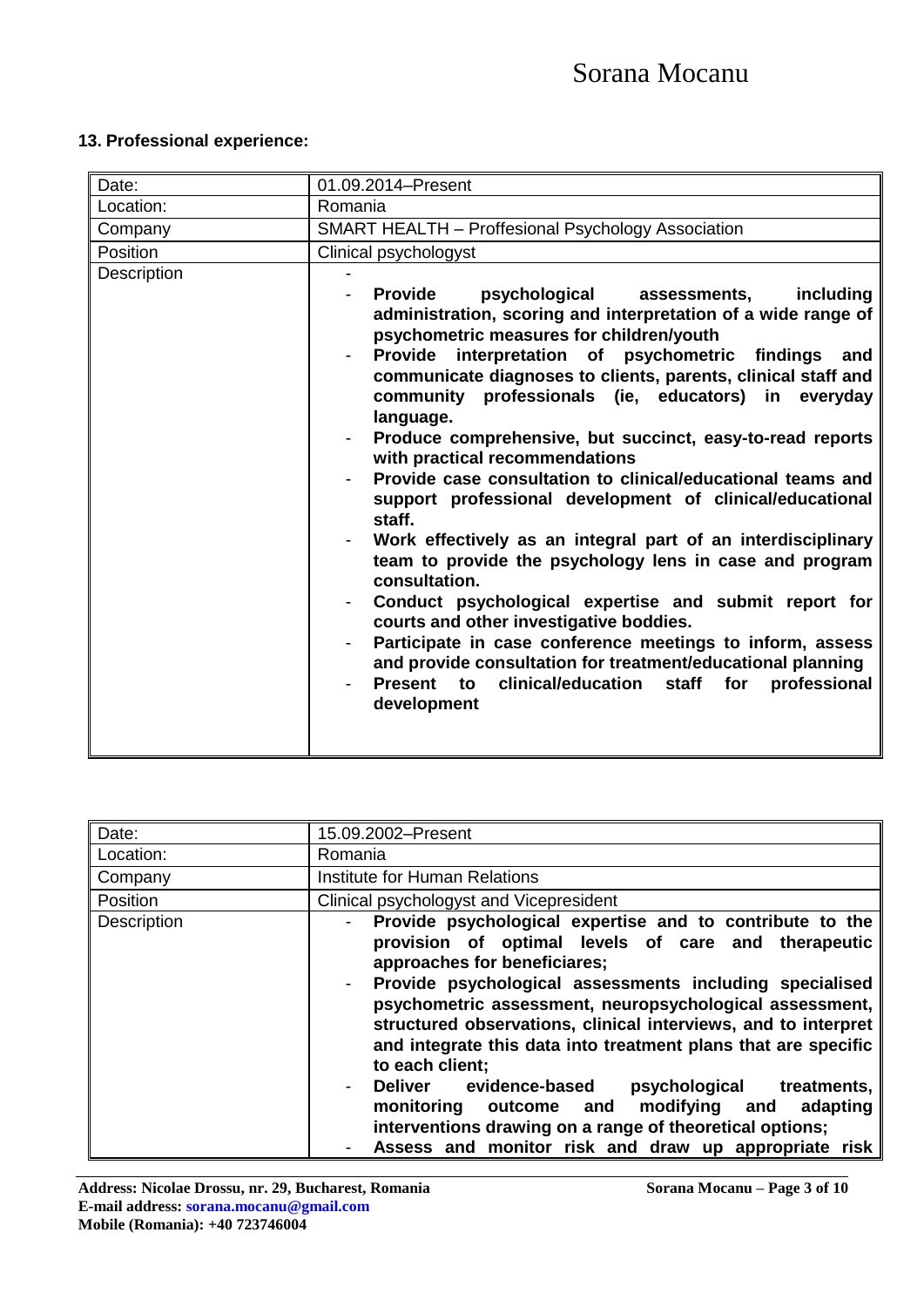**13. Professional experience:**

| Date: | 01.09.2014–Present |
|---|---|
| Location: | Romania |
| Company | SMART HEALTH – Proffesional Psychology Association |
| Position | Clinical psychologyst |
| Description | - <br> - **Provide psychological assessments, including administration, scoring and interpretation of a wide range of psychometric measures for children/youth** <br> - **Provide interpretation of psychometric findings and communicate diagnoses to clients, parents, clinical staff and community professionals (ie, educators) in everyday language.** <br> - **Produce comprehensive, but succinct, easy-to-read reports with practical recommendations** <br> - **Provide case consultation to clinical/educational teams and support professional development of clinical/educational staff.** <br> - **Work effectively as an integral part of an interdisciplinary team to provide the psychology lens in case and program consultation.** <br> - **Conduct psychological expertise and submit report for courts and other investigative boddies.** <br> - **Participate in case conference meetings to inform, assess and provide consultation for treatment/educational planning** <br> - **Present to clinical/education staff for professional development** |

| Date: | 15.09.2002–Present |
|---|---|
| Location: | Romania |
| Company | Institute for Human Relations |
| Position | Clinical psychologyst and Vicepresident |
| Description | - **Provide psychological expertise and to contribute to the provision of optimal levels of care and therapeutic approaches for beneficiares;** <br> - **Provide psychological assessments including specialised psychometric assessment, neuropsychological assessment, structured observations, clinical interviews, and to interpret and integrate this data into treatment plans that are specific to each client;** <br> - **Deliver evidence-based psychological treatments, monitoring outcome and modifying and adapting interventions drawing on a range of theoretical options;** <br> - **Assess and monitor risk and draw up appropriate risk** |

**Address: Nicolae Drossu, nr. 29, Bucharest, Romania**
**E-mail address: sorana.mocanu@gmail.com**
**Mobile (Romania): +40 723746004**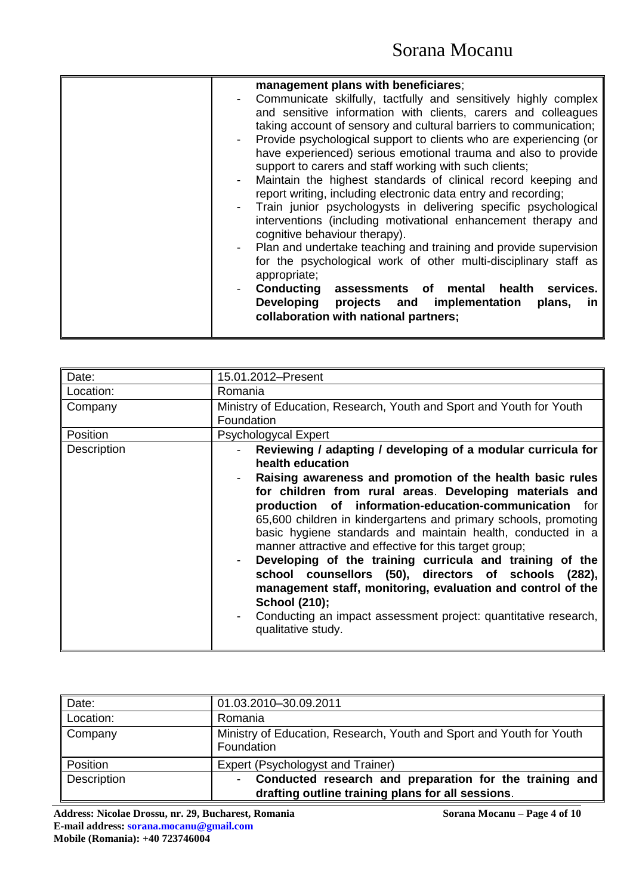| | |
|---|---|
| | **management plans with beneficiares**;<br>- Communicate skilfully, tactfully and sensitively highly complex and sensitive information with clients, carers and colleagues taking account of sensory and cultural barriers to communication;<br>- Provide psychological support to clients who are experiencing (or have experienced) serious emotional trauma and also to provide support to carers and staff working with such clients;<br>- Maintain the highest standards of clinical record keeping and report writing, including electronic data entry and recording;<br>- Train junior psychologysts in delivering specific psychological interventions (including motivational enhancement therapy and cognitive behaviour therapy).<br>- Plan and undertake teaching and training and provide supervision for the psychological work of other multi-disciplinary staff as appropriate;<br>- **Conducting assessments of mental health services. Developing projects and implementation plans, in collaboration with national partners;** |

| | |
|---|---|
| Date: | 15.01.2012–Present |
| Location: | Romania |
| Company | Ministry of Education, Research, Youth and Sport and Youth for Youth Foundation |
| Position | Psychologycal Expert |
| Description | - **Reviewing / adapting / developing of a modular curricula for health education**<br>- **Raising awareness and promotion of the health basic rules for children from rural areas**. **Developing materials and production of information-education-communication** for 65,600 children in kindergartens and primary schools, promoting basic hygiene standards and maintain health, conducted in a manner attractive and effective for this target group;<br>- **Developing of the training curricula and training of the school counsellors (50), directors of schools (282), management staff, monitoring, evaluation and control of the School (210);**<br>- Conducting an impact assessment project: quantitative research, qualitative study. |

| | |
|---|---|
| Date: | 01.03.2010–30.09.2011 |
| Location: | Romania |
| Company | Ministry of Education, Research, Youth and Sport and Youth for Youth Foundation |
| Position | Expert (Psychologyst and Trainer) |
| Description | - **Conducted research and preparation for the training and drafting outline training plans for all sessions**. |

**Address: Nicolae Drossu, nr. 29, Bucharest, Romania**
**E-mail address: sorana.mocanu@gmail.com**
**Mobile (Romania): +40 723746004**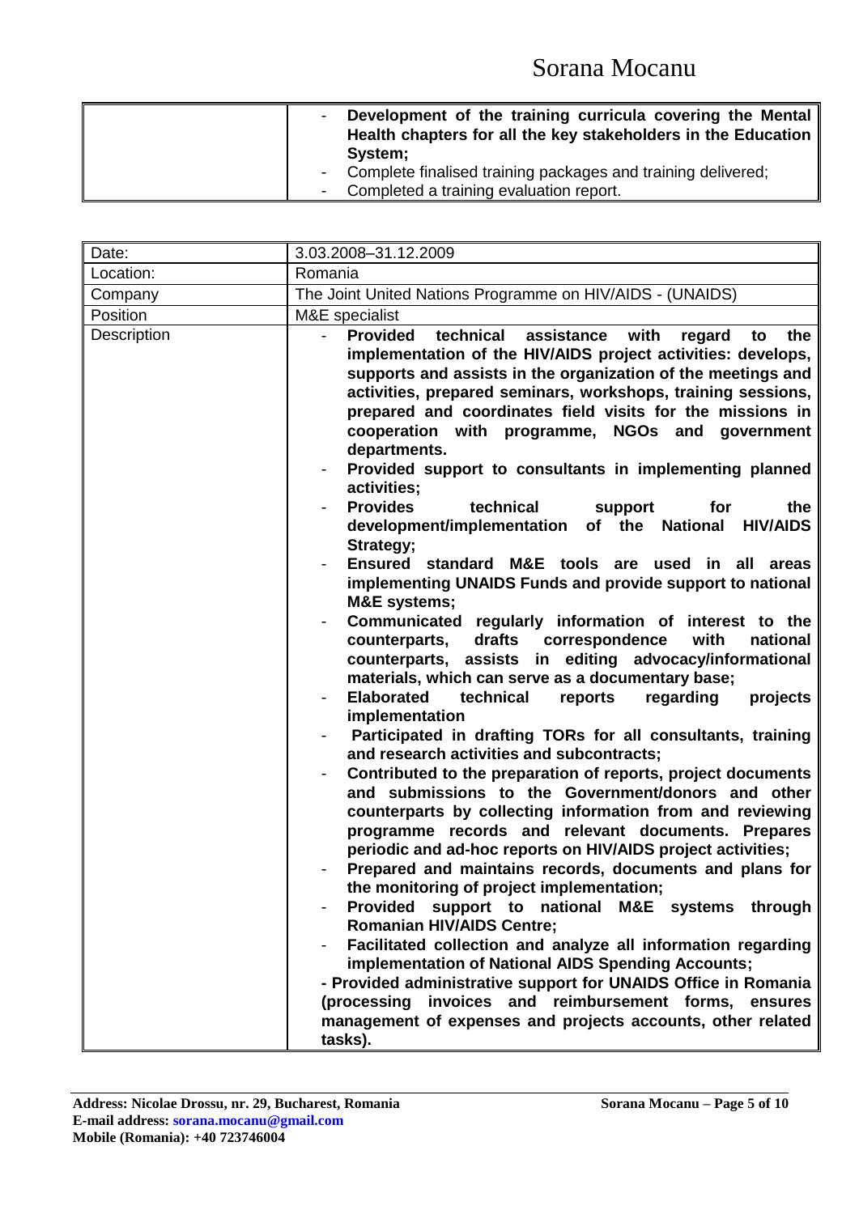| | |
|---|---|
| | - **Development of the training curricula covering the Mental Health chapters for all the key stakeholders in the Education System;**<br>- Complete finalised training packages and training delivered;<br>- Completed a training evaluation report. |

| | |
|---|---|
| Date: | 3.03.2008–31.12.2009 |
| Location: | Romania |
| Company | The Joint United Nations Programme on HIV/AIDS - (UNAIDS) |
| Position | M&E specialist |
| Description | - **Provided technical assistance with regard to the implementation of the HIV/AIDS project activities: develops, supports and assists in the organization of the meetings and activities, prepared seminars, workshops, training sessions, prepared and coordinates field visits for the missions in cooperation with programme, NGOs and government departments.**<br>- **Provided support to consultants in implementing planned activities;**<br>- **Provides technical support for the development/implementation of the National HIV/AIDS Strategy;**<br>- **Ensured standard M&E tools are used in all areas implementing UNAIDS Funds and provide support to national M&E systems;**<br>- **Communicated regularly information of interest to the counterparts, drafts correspondence with national counterparts, assists in editing advocacy/informational materials, which can serve as a documentary base;**<br>- **Elaborated technical reports regarding projects implementation**<br>- **Participated in drafting TORs for all consultants, training and research activities and subcontracts;**<br>- **Contributed to the preparation of reports, project documents and submissions to the Government/donors and other counterparts by collecting information from and reviewing programme records and relevant documents. Prepares periodic and ad-hoc reports on HIV/AIDS project activities;**<br>- **Prepared and maintains records, documents and plans for the monitoring of project implementation;**<br>- **Provided support to national M&E systems through Romanian HIV/AIDS Centre;**<br>- **Facilitated collection and analyze all information regarding implementation of National AIDS Spending Accounts;**<br>**- Provided administrative support for UNAIDS Office in Romania (processing invoices and reimbursement forms, ensures management of expenses and projects accounts, other related tasks).** |

**Address: Nicolae Drossu, nr. 29, Bucharest, Romania**
**E-mail address: sorana.mocanu@gmail.com**
**Mobile (Romania): +40 723746004**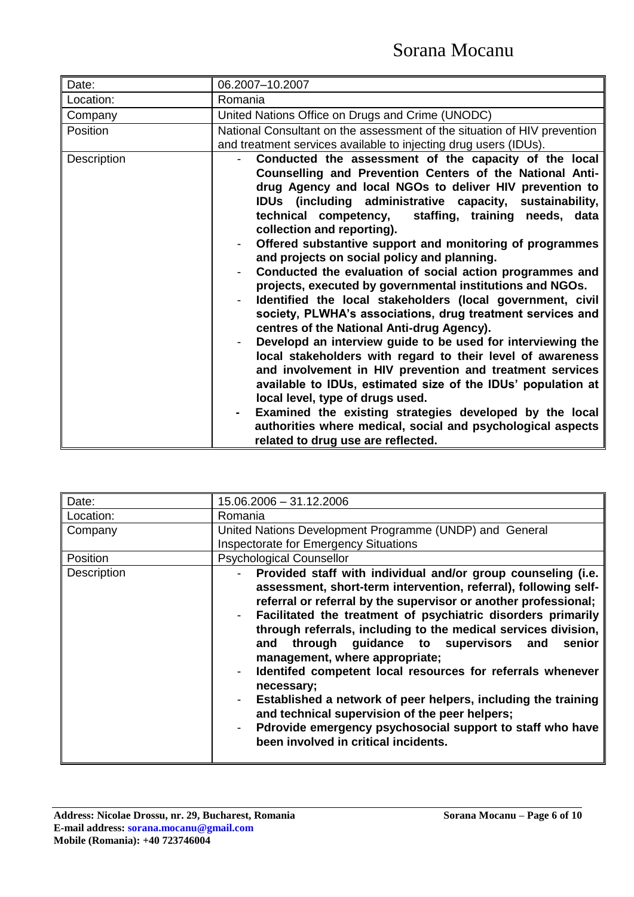| Date: | 06.2007–10.2007 |
|---|---|
| Location: | Romania |
| Company | United Nations Office on Drugs and Crime (UNODC) |
| Position | National Consultant on the assessment of the situation of HIV prevention and treatment services available to injecting drug users (IDUs). |
| Description | - **Conducted the assessment of the capacity of the local Counselling and Prevention Centers of the National Anti-drug Agency and local NGOs to deliver HIV prevention to IDUs (including administrative capacity, sustainability, technical competency, staffing, training needs, data collection and reporting).**<br>- **Offered substantive support and monitoring of programmes and projects on social policy and planning.**<br>- **Conducted the evaluation of social action programmes and projects, executed by governmental institutions and NGOs.**<br>- **Identified the local stakeholders (local government, civil society, PLWHA's associations, drug treatment services and centres of the National Anti-drug Agency).**<br>- **Developd an interview guide to be used for interviewing the local stakeholders with regard to their level of awareness and involvement in HIV prevention and treatment services available to IDUs, estimated size of the IDUs' population at local level, type of drugs used.**<br>- **Examined the existing strategies developed by the local authorities where medical, social and psychological aspects related to drug use are reflected.** |

| Date: | 15.06.2006 – 31.12.2006 |
|---|---|
| Location: | Romania |
| Company | United Nations Development Programme (UNDP) and General Inspectorate for Emergency Situations |
| Position | Psychological Counsellor |
| Description | - **Provided staff with individual and/or group counseling (i.e. assessment, short-term intervention, referral), following self-referral or referral by the supervisor or another professional;**<br>- **Facilitated the treatment of psychiatric disorders primarily through referrals, including to the medical services division, and through guidance to supervisors and senior management, where appropriate;**<br>- **Identifed competent local resources for referrals whenever necessary;**<br>- **Established a network of peer helpers, including the training and technical supervision of the peer helpers;**<br>- **Pdrovide emergency psychosocial support to staff who have been involved in critical incidents.** |

**Address: Nicolae Drossu, nr. 29, Bucharest, Romania**
**E-mail address: sorana.mocanu@gmail.com**
**Mobile (Romania): +40 723746004**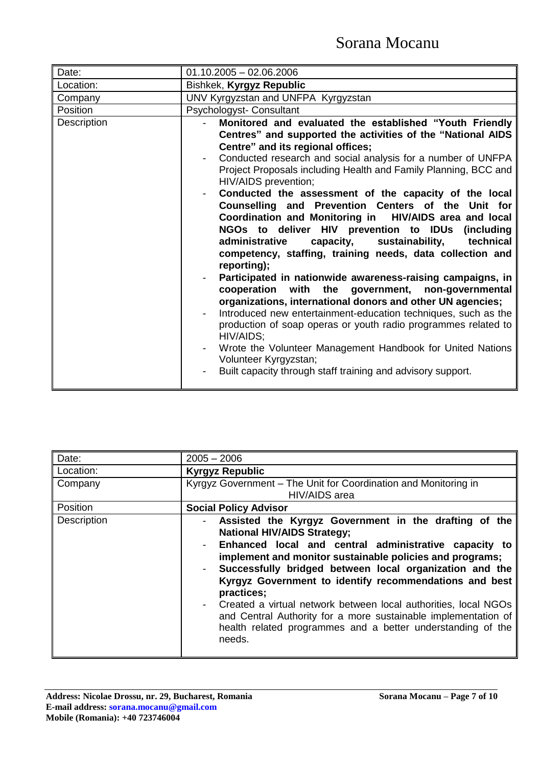| Date: | 01.10.2005 – 02.06.2006 |
|---|---|
| Location: | Bishkek, **Kyrgyz Republic** |
| Company | UNV Kyrgyzstan and UNFPA Kyrgyzstan |
| Position | Psychologyst- Consultant |
| Description | - **Monitored and evaluated the established "Youth Friendly Centres" and supported the activities of the "National AIDS Centre" and its regional offices;**<br>- Conducted research and social analysis for a number of UNFPA Project Proposals including Health and Family Planning, BCC and HIV/AIDS prevention;<br>- **Conducted the assessment of the capacity of the local Counselling and Prevention Centers of the Unit for Coordination and Monitoring in HIV/AIDS area and local NGOs to deliver HIV prevention to IDUs (including administrative capacity, sustainability, technical competency, staffing, training needs, data collection and reporting);**<br>- **Participated in nationwide awareness-raising campaigns, in cooperation with the government, non-governmental organizations, international donors and other UN agencies;**<br>- Introduced new entertainment-education techniques, such as the production of soap operas or youth radio programmes related to HIV/AIDS;<br>- Wrote the Volunteer Management Handbook for United Nations Volunteer Kyrgyzstan;<br>- Built capacity through staff training and advisory support. |

| Date: | 2005 – 2006 |
|---|---|
| Location: | **Kyrgyz Republic** |
| Company | Kyrgyz Government – The Unit for Coordination and Monitoring in HIV/AIDS area |
| Position | **Social Policy Advisor** |
| Description | - **Assisted the Kyrgyz Government in the drafting of the National HIV/AIDS Strategy;**<br>- **Enhanced local and central administrative capacity to implement and monitor sustainable policies and programs;**<br>- **Successfully bridged between local organization and the Kyrgyz Government to identify recommendations and best practices;**<br>- Created a virtual network between local authorities, local NGOs and Central Authority for a more sustainable implementation of health related programmes and a better understanding of the needs. |

**Address: Nicolae Drossu, nr. 29, Bucharest, Romania**
**E-mail address: sorana.mocanu@gmail.com**
**Mobile (Romania): +40 723746004**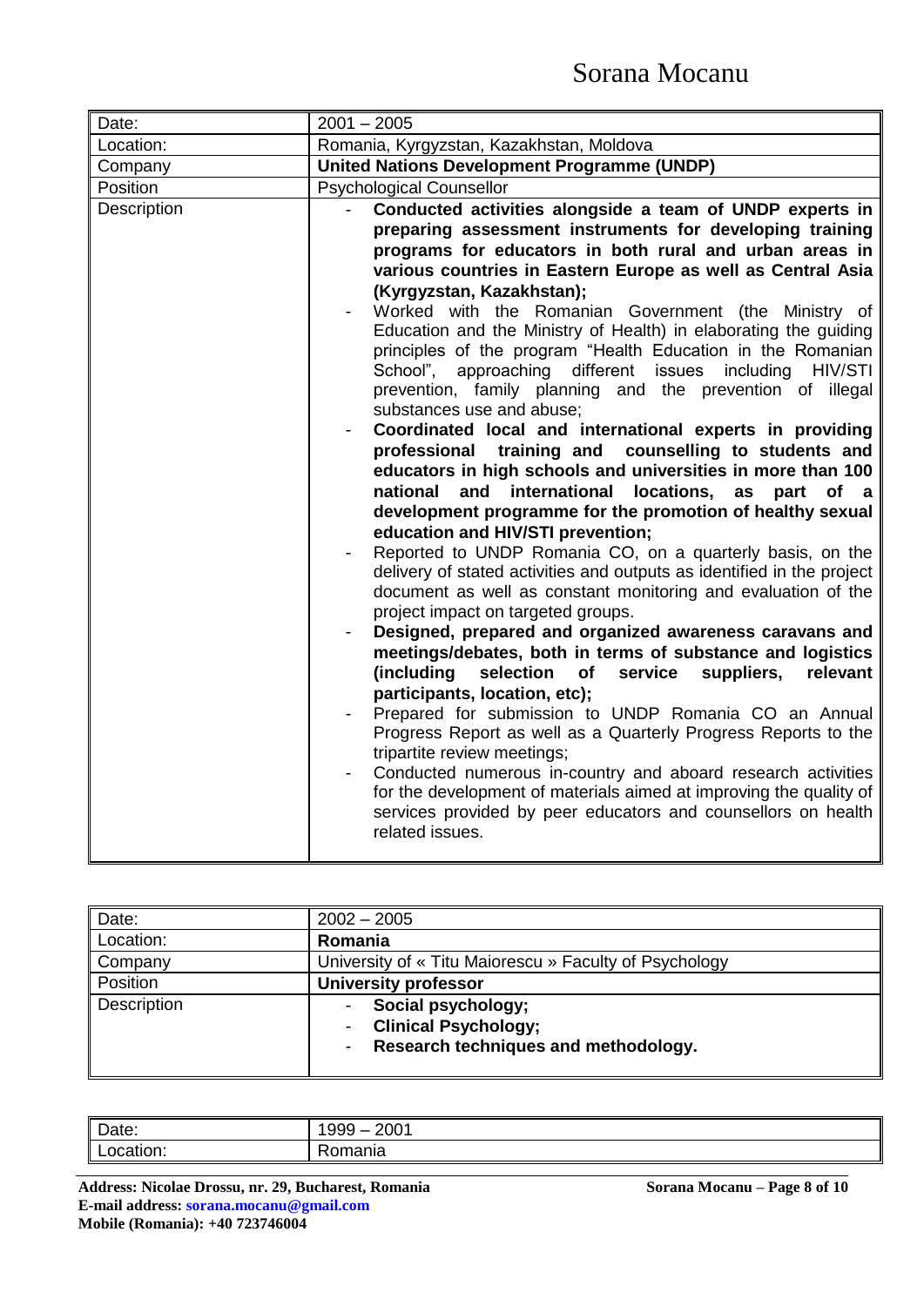| Date: | 2001 – 2005 |
|---|---|
| Location: | Romania, Kyrgyzstan, Kazakhstan, Moldova |
| Company | **United Nations Development Programme (UNDP)** |
| Position | Psychological Counsellor |
| Description | - **Conducted activities alongside a team of UNDP experts in preparing assessment instruments for developing training programs for educators in both rural and urban areas in various countries in Eastern Europe as well as Central Asia (Kyrgyzstan, Kazakhstan);**<br>- Worked with the Romanian Government (the Ministry of Education and the Ministry of Health) in elaborating the guiding principles of the program "Health Education in the Romanian School", approaching different issues including HIV/STI prevention, family planning and the prevention of illegal substances use and abuse;<br>- **Coordinated local and international experts in providing professional training and counselling to students and educators in high schools and universities in more than 100 national and international locations, as part of a development programme for the promotion of healthy sexual education and HIV/STI prevention;**<br>- Reported to UNDP Romania CO, on a quarterly basis, on the delivery of stated activities and outputs as identified in the project document as well as constant monitoring and evaluation of the project impact on targeted groups.<br>- **Designed, prepared and organized awareness caravans and meetings/debates, both in terms of substance and logistics (including selection of service suppliers, relevant participants, location, etc);**<br>- Prepared for submission to UNDP Romania CO an Annual Progress Report as well as a Quarterly Progress Reports to the tripartite review meetings;<br>- Conducted numerous in-country and aboard research activities for the development of materials aimed at improving the quality of services provided by peer educators and counsellors on health related issues. |

| Date: | 2002 – 2005 |
|---|---|
| Location: | **Romania** |
| Company | University of « Titu Maiorescu » Faculty of Psychology |
| Position | **University professor** |
| Description | - **Social psychology;**<br>- **Clinical Psychology;**<br>- **Research techniques and methodology.** |

| Date: | 1999 – 2001 |
|---|---|
| Location: | Romania |

**Address: Nicolae Drossu, nr. 29, Bucharest, Romania**
**E-mail address: sorana.mocanu@gmail.com**
**Mobile (Romania): +40 723746004**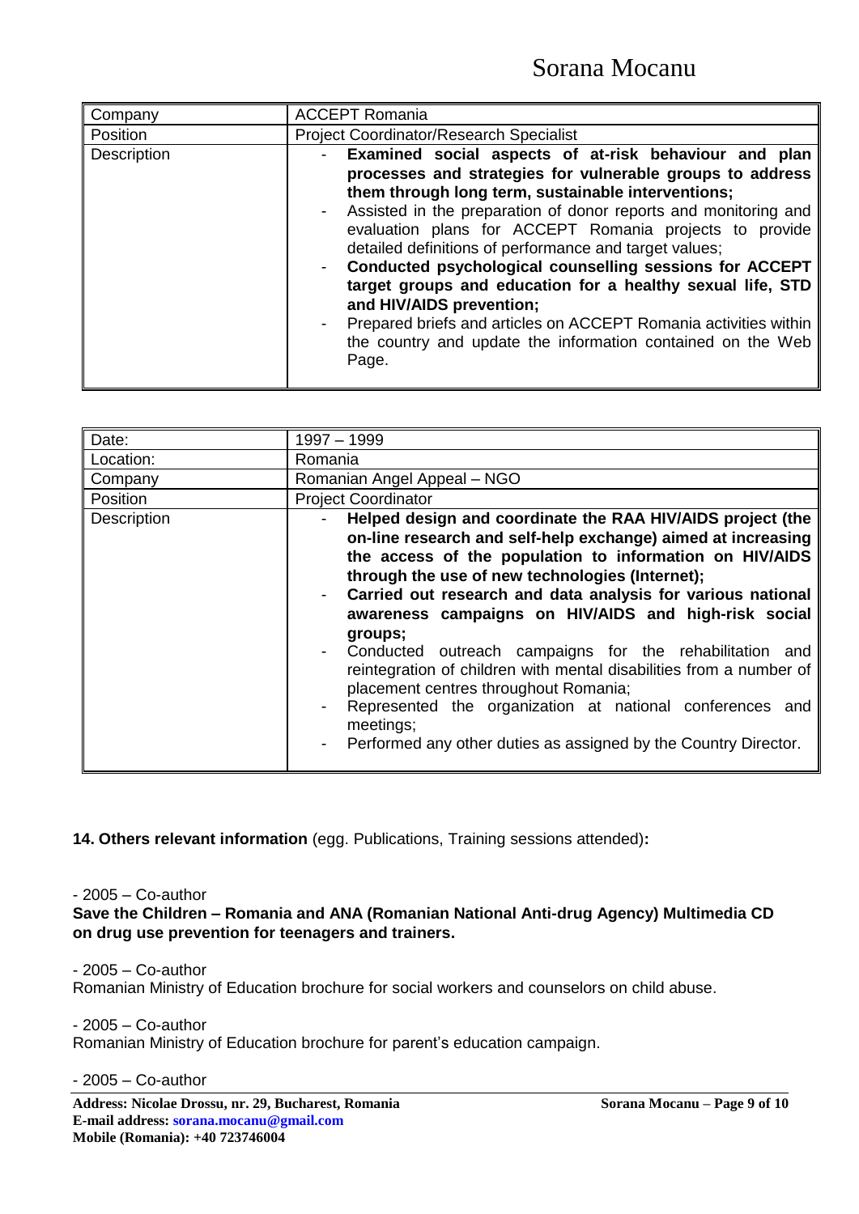| Company | ACCEPT Romania |
| --- | --- |
| Position | Project Coordinator/Research Specialist |
| Description | - **Examined social aspects of at-risk behaviour and plan processes and strategies for vulnerable groups to address them through long term, sustainable interventions;**<br>- Assisted in the preparation of donor reports and monitoring and evaluation plans for ACCEPT Romania projects to provide detailed definitions of performance and target values;<br>- **Conducted psychological counselling sessions for ACCEPT target groups and education for a healthy sexual life, STD and HIV/AIDS prevention;**<br>- Prepared briefs and articles on ACCEPT Romania activities within the country and update the information contained on the Web Page. |

| Date: | 1997 – 1999 |
| --- | --- |
| Location: | Romania |
| Company | Romanian Angel Appeal – NGO |
| Position | Project Coordinator |
| Description | - **Helped design and coordinate the RAA HIV/AIDS project (the on-line research and self-help exchange) aimed at increasing the access of the population to information on HIV/AIDS through the use of new technologies (Internet);**<br>- **Carried out research and data analysis for various national awareness campaigns on HIV/AIDS and high-risk social groups;**<br>- Conducted outreach campaigns for the rehabilitation and reintegration of children with mental disabilities from a number of placement centres throughout Romania;<br>- Represented the organization at national conferences and meetings;<br>- Performed any other duties as assigned by the Country Director. |

**14. Others relevant information** (egg. Publications, Training sessions attended)**:**

- 2005 – Co-author
**Save the Children – Romania and ANA (Romanian National Anti-drug Agency) Multimedia CD on drug use prevention for teenagers and trainers.**

- 2005 – Co-author
Romanian Ministry of Education brochure for social workers and counselors on child abuse.

- 2005 – Co-author
Romanian Ministry of Education brochure for parent's education campaign.

- 2005 – Co-author

**Address: Nicolae Drossu, nr. 29, Bucharest, Romania**
**E-mail address: sorana.mocanu@gmail.com**
**Mobile (Romania): +40 723746004**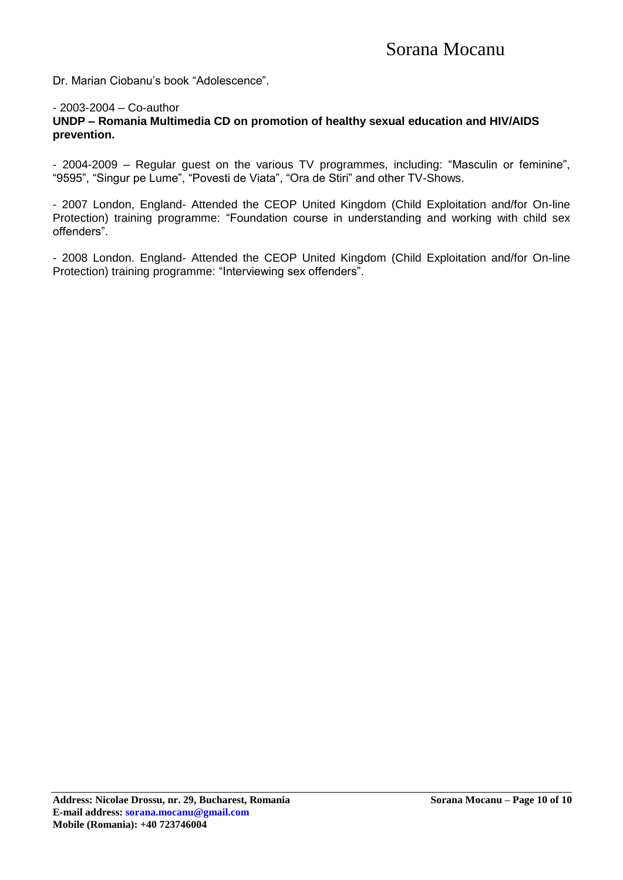Dr. Marian Ciobanu's book "Adolescence".

- 2003-2004 – Co-author
**UNDP – Romania Multimedia CD on promotion of healthy sexual education and HIV/AIDS prevention.**

- 2004-2009 – Regular guest on the various TV programmes, including: "Masculin or feminine", "9595", "Singur pe Lume", "Povesti de Viata", "Ora de Stiri" and other TV-Shows.

- 2007 London, England- Attended the CEOP United Kingdom (Child Exploitation and/for On-line Protection) training programme: "Foundation course in understanding and working with child sex offenders".

- 2008 London. England- Attended the CEOP United Kingdom (Child Exploitation and/for On-line Protection) training programme: "Interviewing sex offenders".